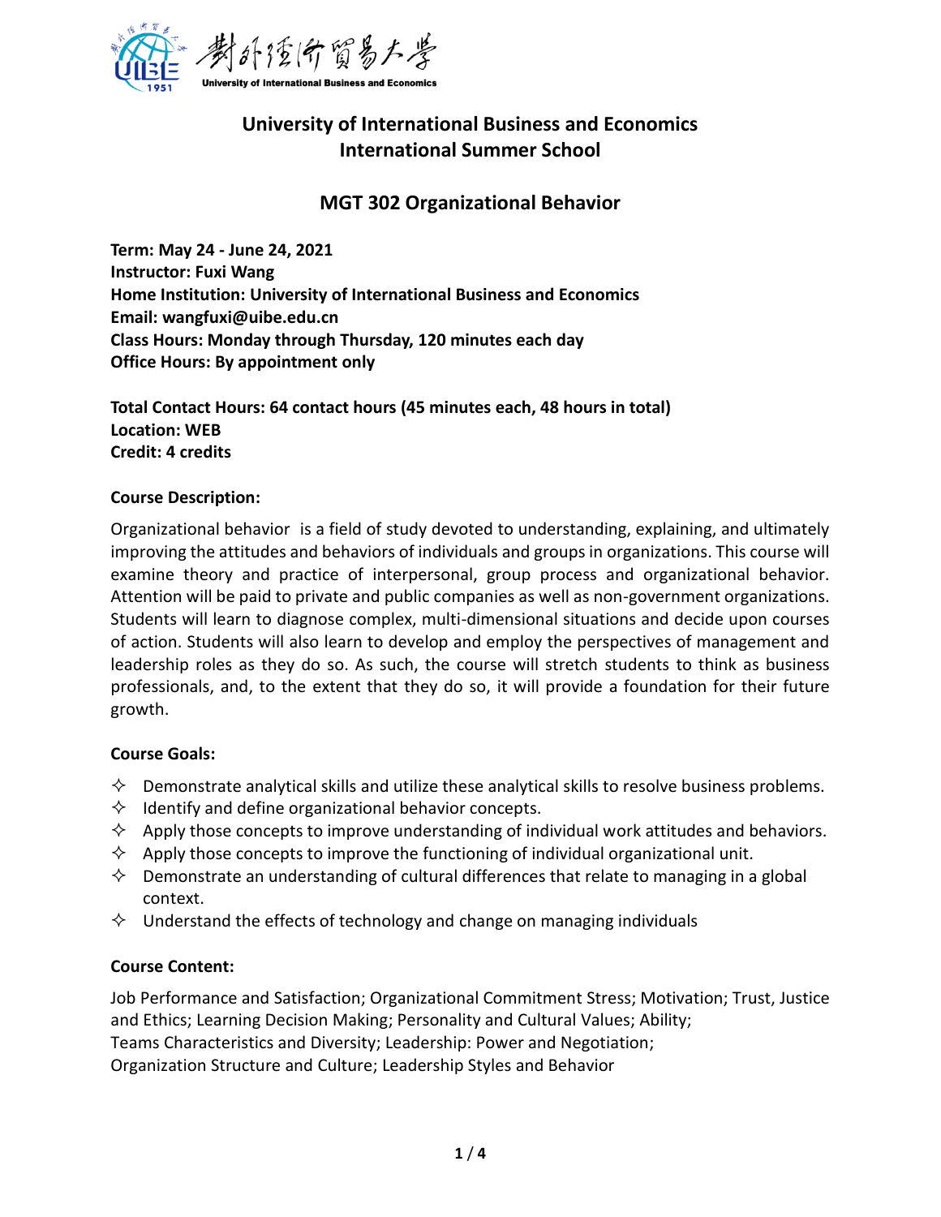# University of International Business and Economics
# International Summer School

## MGT 302 Organizational Behavior

**Term: May 24 - June 24, 2021**
**Instructor: Fuxi Wang**
**Home Institution: University of International Business and Economics**
**Email: wangfuxi@uibe.edu.cn**
**Class Hours: Monday through Thursday, 120 minutes each day**
**Office Hours: By appointment only**

**Total Contact Hours: 64 contact hours (45 minutes each, 48 hours in total)**
**Location: WEB**
**Credit: 4 credits**

### Course Description:

Organizational behavior is a field of study devoted to understanding, explaining, and ultimately improving the attitudes and behaviors of individuals and groups in organizations. This course will examine theory and practice of interpersonal, group process and organizational behavior. Attention will be paid to private and public companies as well as non-government organizations. Students will learn to diagnose complex, multi-dimensional situations and decide upon courses of action. Students will also learn to develop and employ the perspectives of management and leadership roles as they do so. As such, the course will stretch students to think as business professionals, and, to the extent that they do so, it will provide a foundation for their future growth.

### Course Goals:

- Demonstrate analytical skills and utilize these analytical skills to resolve business problems.
- Identify and define organizational behavior concepts.
- Apply those concepts to improve understanding of individual work attitudes and behaviors.
- Apply those concepts to improve the functioning of individual organizational unit.
- Demonstrate an understanding of cultural differences that relate to managing in a global context.
- Understand the effects of technology and change on managing individuals

### Course Content:

Job Performance and Satisfaction; Organizational Commitment Stress; Motivation; Trust, Justice and Ethics; Learning Decision Making; Personality and Cultural Values; Ability;
Teams Characteristics and Diversity; Leadership: Power and Negotiation;
Organization Structure and Culture; Leadership Styles and Behavior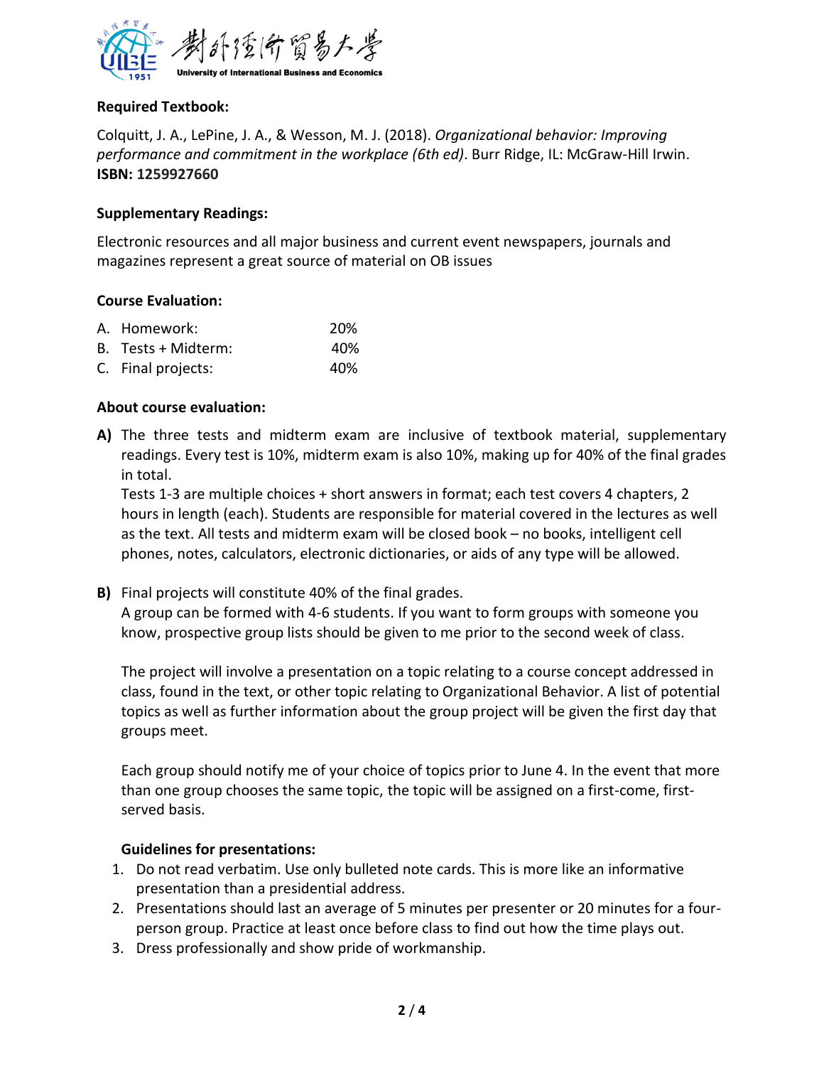**Required Textbook:**

Colquitt, J. A., LePine, J. A., & Wesson, M. J. (2018). *Organizational behavior: Improving performance and commitment in the workplace (6th ed)*. Burr Ridge, IL: McGraw-Hill Irwin. **ISBN: 1259927660**

**Supplementary Readings:**

Electronic resources and all major business and current event newspapers, journals and magazines represent a great source of material on OB issues

**Course Evaluation:**

A. Homework: 20%
B. Tests + Midterm: 40%
C. Final projects: 40%

**About course evaluation:**

**A)** The three tests and midterm exam are inclusive of textbook material, supplementary readings. Every test is 10%, midterm exam is also 10%, making up for 40% of the final grades in total.

Tests 1-3 are multiple choices + short answers in format; each test covers 4 chapters, 2 hours in length (each). Students are responsible for material covered in the lectures as well as the text. All tests and midterm exam will be closed book – no books, intelligent cell phones, notes, calculators, electronic dictionaries, or aids of any type will be allowed.

**B)** Final projects will constitute 40% of the final grades.

A group can be formed with 4-6 students. If you want to form groups with someone you know, prospective group lists should be given to me prior to the second week of class.

The project will involve a presentation on a topic relating to a course concept addressed in class, found in the text, or other topic relating to Organizational Behavior. A list of potential topics as well as further information about the group project will be given the first day that groups meet.

Each group should notify me of your choice of topics prior to June 4. In the event that more than one group chooses the same topic, the topic will be assigned on a first-come, first-served basis.

**Guidelines for presentations:**

1. Do not read verbatim. Use only bulleted note cards. This is more like an informative presentation than a presidential address.
2. Presentations should last an average of 5 minutes per presenter or 20 minutes for a four-person group. Practice at least once before class to find out how the time plays out.
3. Dress professionally and show pride of workmanship.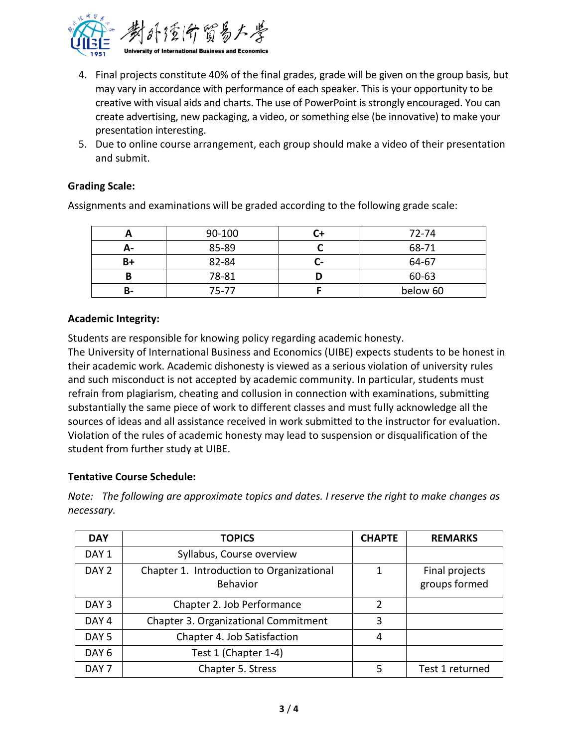4. Final projects constitute 40% of the final grades, grade will be given on the group basis, but may vary in accordance with performance of each speaker. This is your opportunity to be creative with visual aids and charts. The use of PowerPoint is strongly encouraged. You can create advertising, new packaging, a video, or something else (be innovative) to make your presentation interesting.
5. Due to online course arrangement, each group should make a video of their presentation and submit.

**Grading Scale:**

Assignments and examinations will be graded according to the following grade scale:

| A | 90-100 | C+ | 72-74 |
|---|---|---|---|
| A- | 85-89 | C | 68-71 |
| B+ | 82-84 | C- | 64-67 |
| B | 78-81 | D | 60-63 |
| B- | 75-77 | F | below 60 |

**Academic Integrity:**

Students are responsible for knowing policy regarding academic honesty.
The University of International Business and Economics (UIBE) expects students to be honest in their academic work. Academic dishonesty is viewed as a serious violation of university rules and such misconduct is not accepted by academic community. In particular, students must refrain from plagiarism, cheating and collusion in connection with examinations, submitting substantially the same piece of work to different classes and must fully acknowledge all the sources of ideas and all assistance received in work submitted to the instructor for evaluation. Violation of the rules of academic honesty may lead to suspension or disqualification of the student from further study at UIBE.

**Tentative Course Schedule:**

*Note: The following are approximate topics and dates. I reserve the right to make changes as necessary.*

| DAY | TOPICS | CHAPTE | REMARKS |
|---|---|---|---|
| DAY 1 | Syllabus, Course overview | | |
| DAY 2 | Chapter 1. Introduction to Organizational Behavior | 1 | Final projects groups formed |
| DAY 3 | Chapter 2. Job Performance | 2 | |
| DAY 4 | Chapter 3. Organizational Commitment | 3 | |
| DAY 5 | Chapter 4. Job Satisfaction | 4 | |
| DAY 6 | Test 1 (Chapter 1-4) | | |
| DAY 7 | Chapter 5. Stress | 5 | Test 1 returned |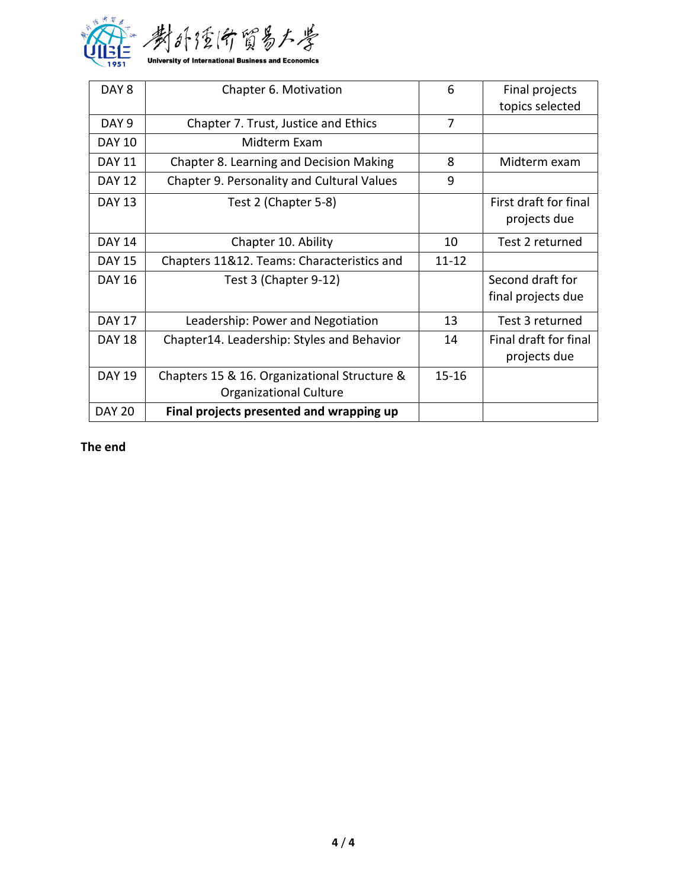| | | | |
|---|---|---|---|
| DAY 8 | Chapter 6. Motivation | 6 | Final projects topics selected |
| DAY 9 | Chapter 7. Trust, Justice and Ethics | 7 | |
| DAY 10 | Midterm Exam | | |
| DAY 11 | Chapter 8. Learning and Decision Making | 8 | Midterm exam |
| DAY 12 | Chapter 9. Personality and Cultural Values | 9 | |
| DAY 13 | Test 2 (Chapter 5-8) | | First draft for final projects due |
| DAY 14 | Chapter 10. Ability | 10 | Test 2 returned |
| DAY 15 | Chapters 11&12. Teams: Characteristics and | 11-12 | |
| DAY 16 | Test 3 (Chapter 9-12) | | Second draft for final projects due |
| DAY 17 | Leadership: Power and Negotiation | 13 | Test 3 returned |
| DAY 18 | Chapter14. Leadership: Styles and Behavior | 14 | Final draft for final projects due |
| DAY 19 | Chapters 15 & 16. Organizational Structure & Organizational Culture | 15-16 | |
| DAY 20 | **Final projects presented and wrapping up** | | |

**The end**